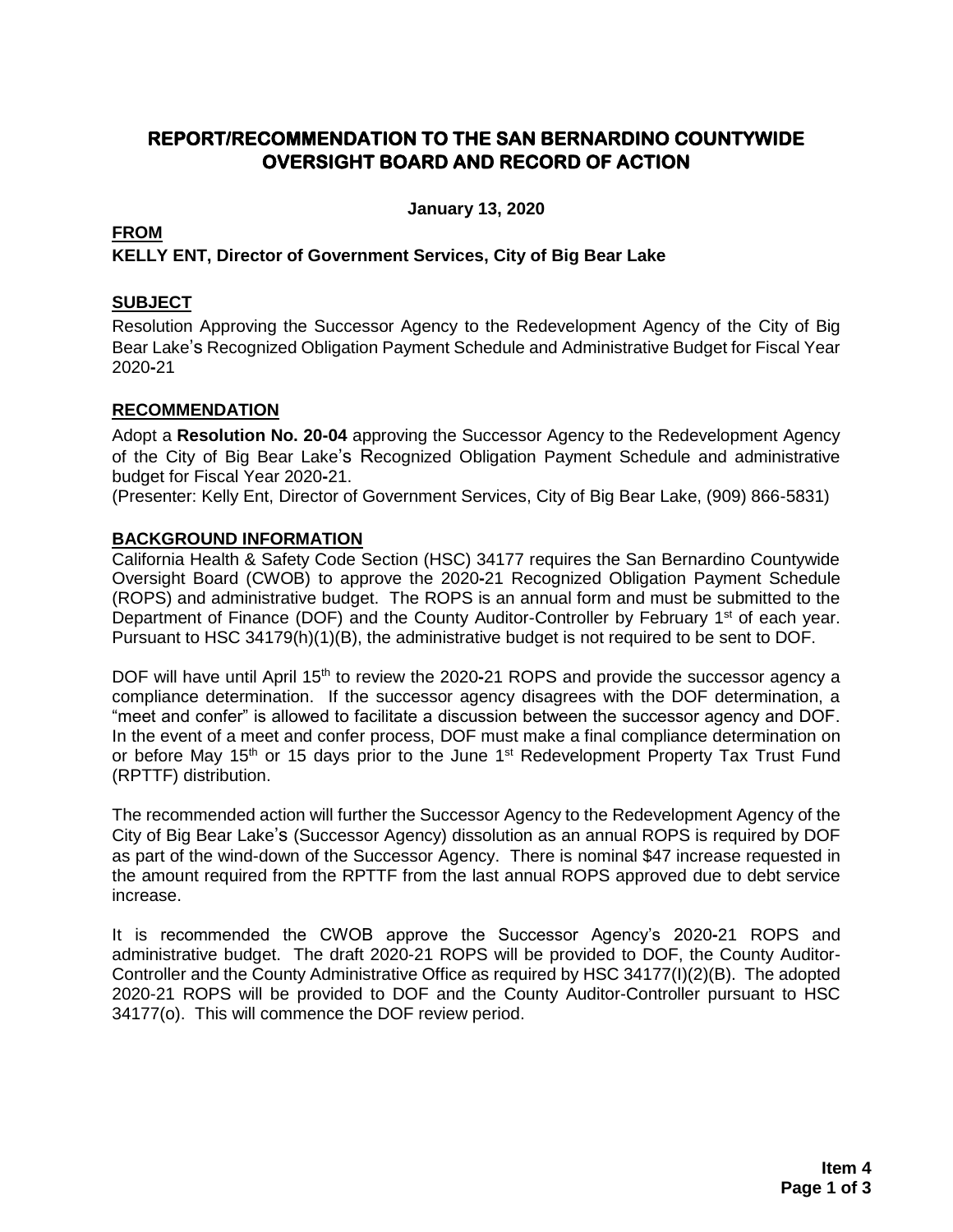# REPORT/RECOMMENDATION TO THE SAN BERNARDINO COUNTYWIDE OVERSIGHT BOARD AND RECORD OF ACTION

**January 13, 2020**

## FROM

**KELLY ENT, Director of Government Services, City of Big Bear Lake**

## SUBJECT

Resolution Approving the Successor Agency to the Redevelopment Agency of the City of Big Bear Lake's Recognized Obligation Payment Schedule and Administrative Budget for Fiscal Year 2020-21

## RECOMMENDATION

Adopt a **Resolution No. 20-04** approving the Successor Agency to the Redevelopment Agency of the City of Big Bear Lake's Recognized Obligation Payment Schedule and administrative budget for Fiscal Year 2020-21.

(Presenter: Kelly Ent, Director of Government Services, City of Big Bear Lake, (909) 866-5831)

## BACKGROUND INFORMATION

California Health & Safety Code Section (HSC) 34177 requires the San Bernardino Countywide Oversight Board (CWOB) to approve the 2020-21 Recognized Obligation Payment Schedule (ROPS) and administrative budget. The ROPS is an annual form and must be submitted to the Department of Finance (DOF) and the County Auditor-Controller by February 1st of each year. Pursuant to HSC 34179(h)(1)(B), the administrative budget is not required to be sent to DOF.

DOF will have until April 15th to review the 2020-21 ROPS and provide the successor agency a compliance determination. If the successor agency disagrees with the DOF determination, a "meet and confer" is allowed to facilitate a discussion between the successor agency and DOF. In the event of a meet and confer process, DOF must make a final compliance determination on or before May 15th or 15 days prior to the June 1st Redevelopment Property Tax Trust Fund (RPTTF) distribution.

The recommended action will further the Successor Agency to the Redevelopment Agency of the City of Big Bear Lake's (Successor Agency) dissolution as an annual ROPS is required by DOF as part of the wind-down of the Successor Agency. There is nominal $47 increase requested in the amount required from the RPTTF from the last annual ROPS approved due to debt service increase.

It is recommended the CWOB approve the Successor Agency's 2020-21 ROPS and administrative budget. The draft 2020-21 ROPS will be provided to DOF, the County Auditor-Controller and the County Administrative Office as required by HSC 34177(I)(2)(B). The adopted 2020-21 ROPS will be provided to DOF and the County Auditor-Controller pursuant to HSC 34177(o). This will commence the DOF review period.

**Item 4**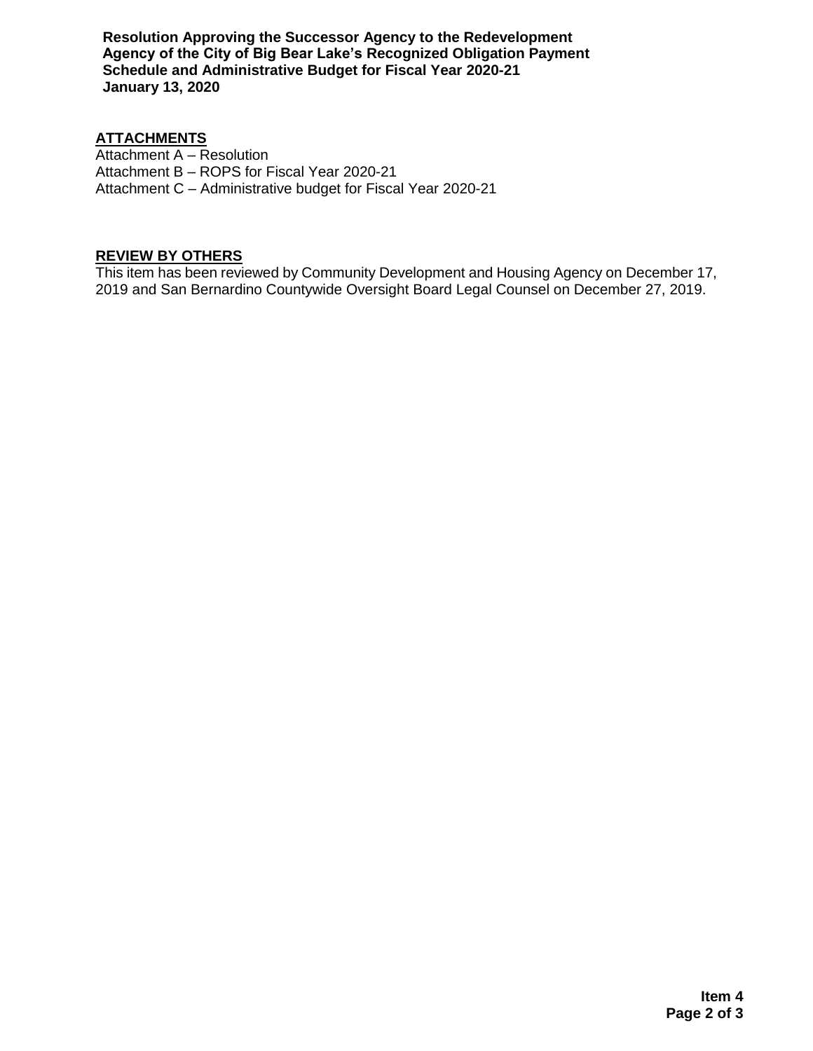## ATTACHMENTS

Attachment A – Resolution
Attachment B – ROPS for Fiscal Year 2020-21
Attachment C – Administrative budget for Fiscal Year 2020-21

## REVIEW BY OTHERS

This item has been reviewed by Community Development and Housing Agency on December 17, 2019 and San Bernardino Countywide Oversight Board Legal Counsel on December 27, 2019.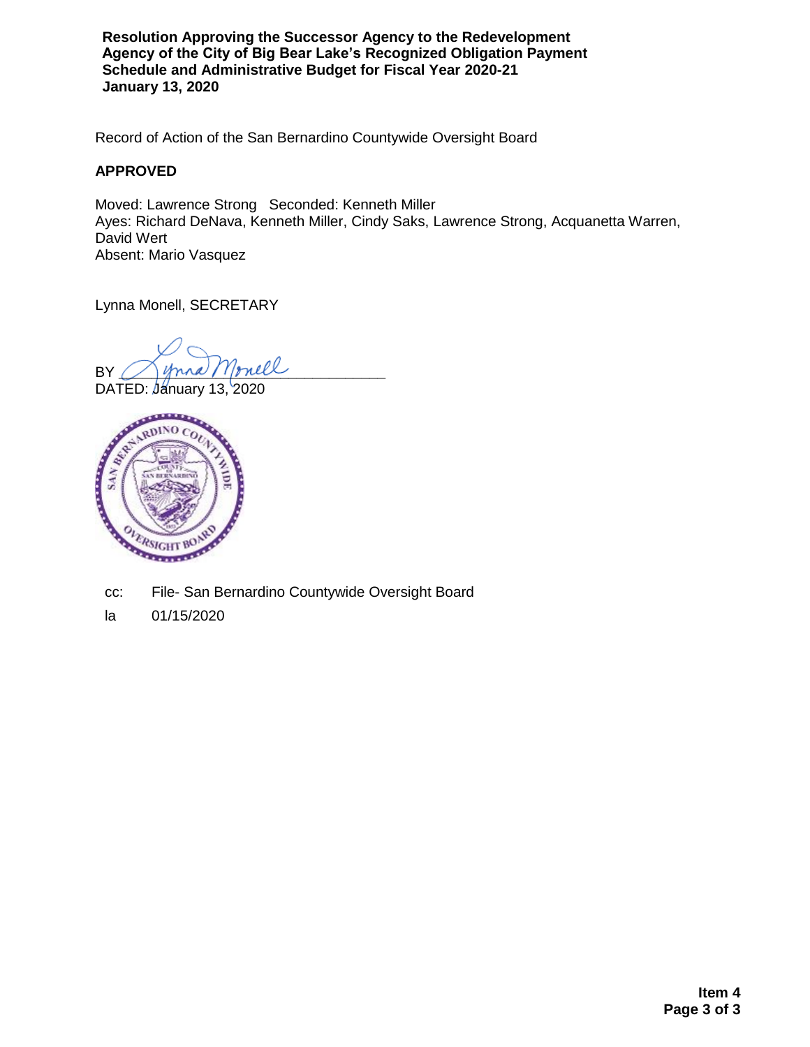**Resolution Approving the Successor Agency to the Redevelopment Agency of the City of Big Bear Lake's Recognized Obligation Payment Schedule and Administrative Budget for Fiscal Year 2020-21**
**January 13, 2020**

Record of Action of the San Bernardino Countywide Oversight Board

**APPROVED**

Moved: Lawrence Strong Seconded: Kenneth Miller
Ayes: Richard DeNava, Kenneth Miller, Cindy Saks, Lawrence Strong, Acquanetta Warren, David Wert
Absent: Mario Vasquez

Lynna Monell, SECRETARY

BY Lynna Monell

DATED: January 13, 2020

cc: File- San Bernardino Countywide Oversight Board

la 01/15/2020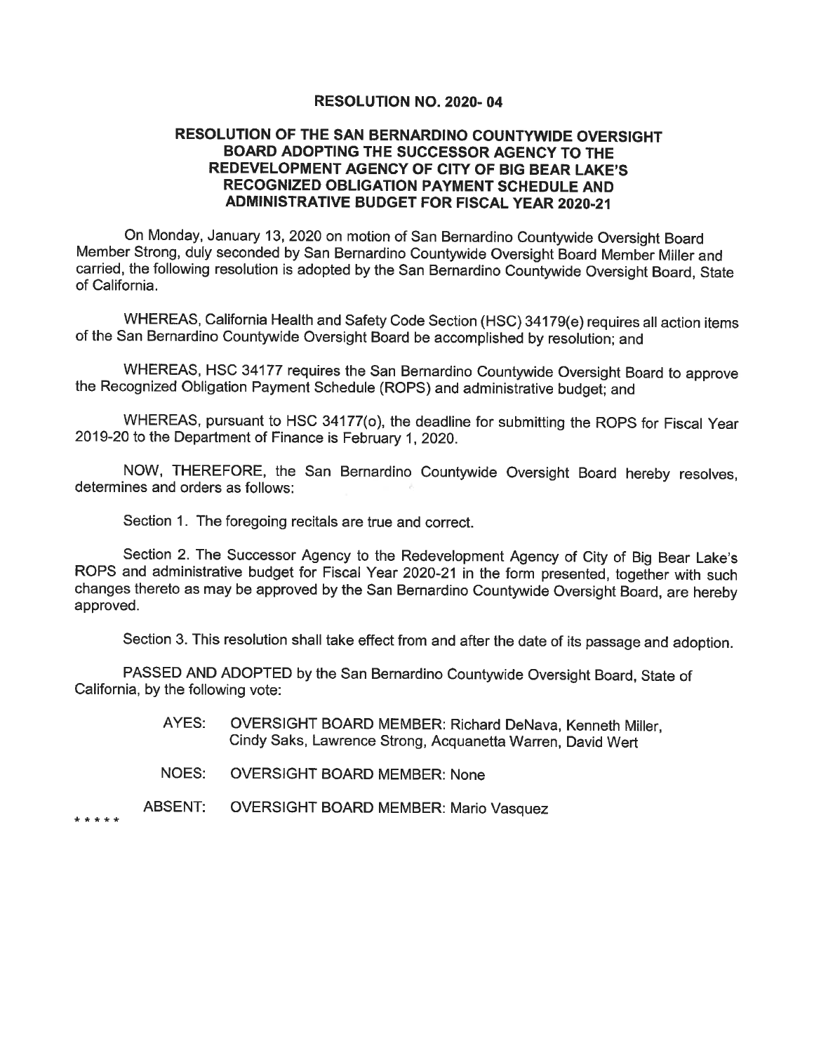# RESOLUTION NO. 2020- 04

## RESOLUTION OF THE SAN BERNARDINO COUNTYWIDE OVERSIGHT BOARD ADOPTING THE SUCCESSOR AGENCY TO THE REDEVELOPMENT AGENCY OF CITY OF BIG BEAR LAKE'S RECOGNIZED OBLIGATION PAYMENT SCHEDULE AND ADMINISTRATIVE BUDGET FOR FISCAL YEAR 2020-21

On Monday, January 13, 2020 on motion of San Bernardino Countywide Oversight Board Member Strong, duly seconded by San Bernardino Countywide Oversight Board Member Miller and carried, the following resolution is adopted by the San Bernardino Countywide Oversight Board, State of California.

WHEREAS, California Health and Safety Code Section (HSC) 34179(e) requires all action items of the San Bernardino Countywide Oversight Board be accomplished by resolution; and

WHEREAS, HSC 34177 requires the San Bernardino Countywide Oversight Board to approve the Recognized Obligation Payment Schedule (ROPS) and administrative budget; and

WHEREAS, pursuant to HSC 34177(o), the deadline for submitting the ROPS for Fiscal Year 2019-20 to the Department of Finance is February 1, 2020.

NOW, THEREFORE, the San Bernardino Countywide Oversight Board hereby resolves, determines and orders as follows:

Section 1. The foregoing recitals are true and correct.

Section 2. The Successor Agency to the Redevelopment Agency of City of Big Bear Lake's ROPS and administrative budget for Fiscal Year 2020-21 in the form presented, together with such changes thereto as may be approved by the San Bernardino Countywide Oversight Board, are hereby approved.

Section 3. This resolution shall take effect from and after the date of its passage and adoption.

PASSED AND ADOPTED by the San Bernardino Countywide Oversight Board, State of California, by the following vote:

AYES: OVERSIGHT BOARD MEMBER: Richard DeNava, Kenneth Miller, Cindy Saks, Lawrence Strong, Acquanetta Warren, David Wert

NOES: OVERSIGHT BOARD MEMBER: None

ABSENT: OVERSIGHT BOARD MEMBER: Mario Vasquez

\* \* \* \* \*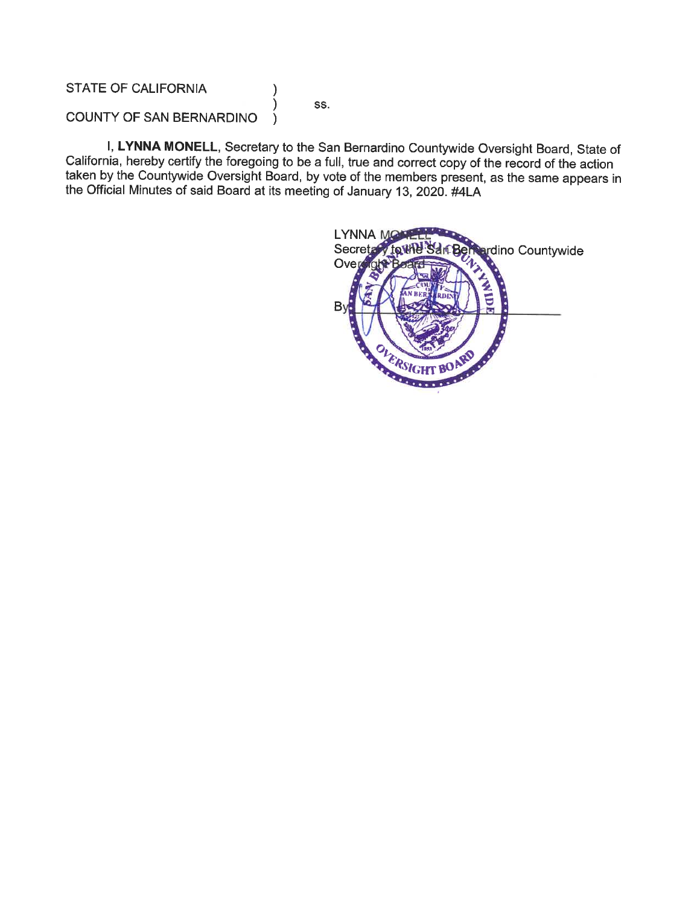STATE OF CALIFORNIA )
) ss.
COUNTY OF SAN BERNARDINO )

I, **LYNNA MONELL**, Secretary to the San Bernardino Countywide Oversight Board, State of California, hereby certify the foregoing to be a full, true and correct copy of the record of the action taken by the Countywide Oversight Board, by vote of the members present, as the same appears in the Official Minutes of said Board at its meeting of January 13, 2020. #4LA

LYNNA MONELL
Secretary to the San Bernardino Countywide Oversight Board

By ______________________________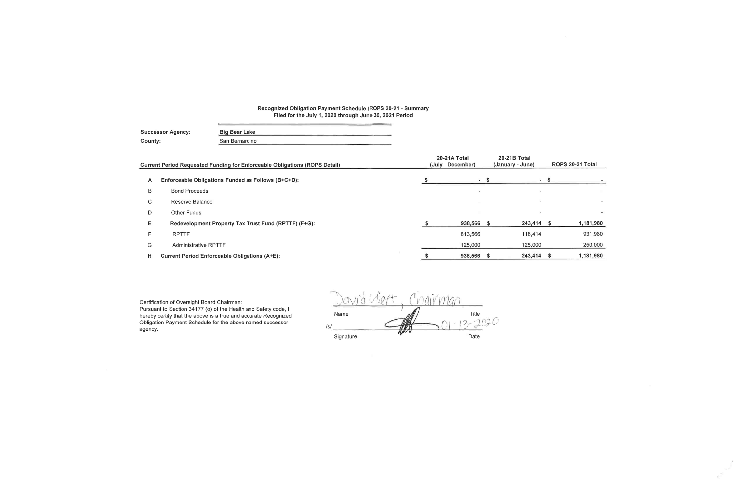**Recognized Obligation Payment Schedule (ROPS 20-21 - Summary**
**Filed for the July 1, 2020 through June 30, 2021 Period**

**Successor Agency:** Big Bear Lake
**County:** San Bernardino

| | Current Period Requested Funding for Enforceable Obligations (ROPS Detail) | 20-21A Total (July - December) | 20-21B Total (January - June) | ROPS 20-21 Total |
|---|---|---|---|---|
| A | **Enforceable Obligations Funded as Follows (B+C+D):** | $ - | $ - | $ - |
| B | Bond Proceeds | - | - | - |
| C | Reserve Balance | - | - | - |
| D | Other Funds | - | - | - |
| E | **Redevelopment Property Tax Trust Fund (RPTTF) (F+G):** | $ 938,566 | $ 243,414 | $ 1,181,980 |
| F | RPTTF | 813,566 | 118,414 | 931,980 |
| G | Administrative RPTTF | 125,000 | 125,000 | 250,000 |
| H | **Current Period Enforceable Obligations (A+E):** | $ 938,566 | $ 243,414 | $ 1,181,980 |

Certification of Oversight Board Chairman:
Pursuant to Section 34177 (o) of the Health and Safety code, I hereby certify that the above is a true and accurate Recognized Obligation Payment Schedule for the above named successor agency.

David Wert, Chairman
Name Title

/s/ [signature] 01-13-2020
Signature Date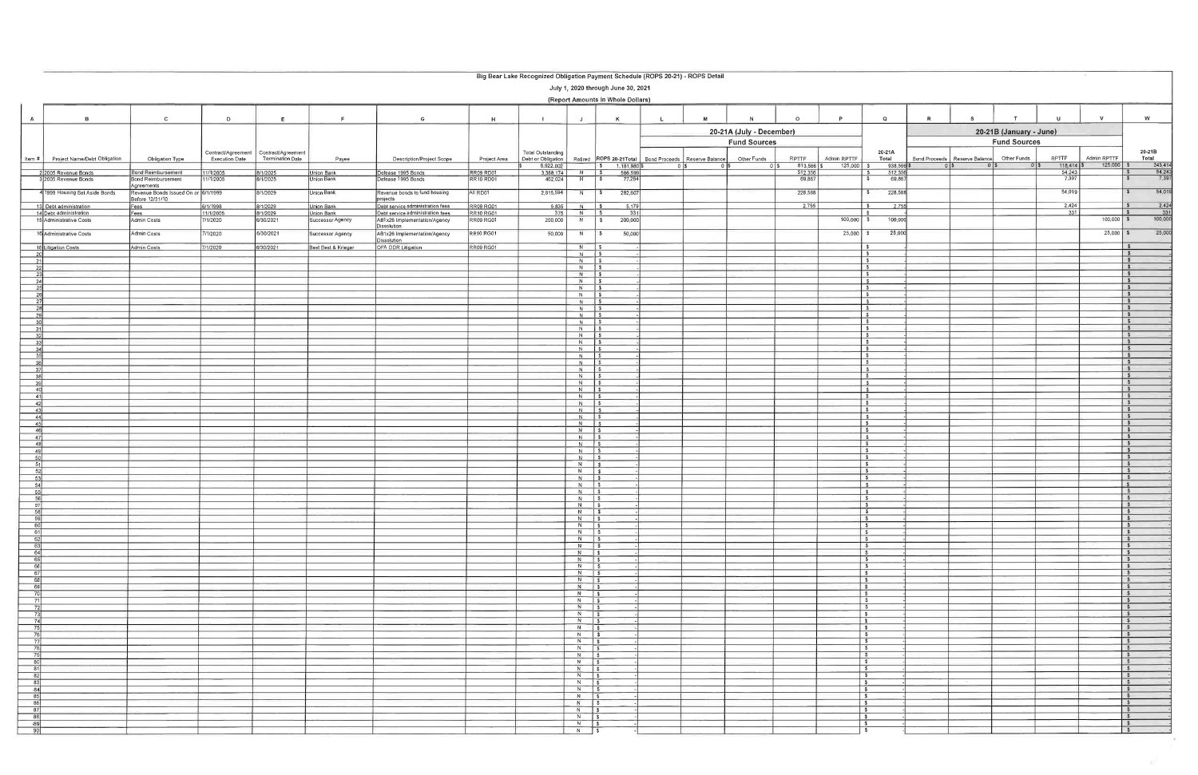# Big Bear Lake Recognized Obligation Payment Schedule (ROPS 20-21) - ROPS Detail

July 1, 2020 through June 30, 2021

(Report Amounts in Whole Dollars)

| A | B | C | D | E | F | G | H | I | J | K | L | M | N | O | P | Q | R | S | T | U | V | W |
|---|---|---|---|---|---|---|---|---|---|---|---|---|---|---|---|---|---|---|---|---|---|---|
| | | | | | | | | | | | 20-21A (July - December) | | | | | | 20-21B (January - June) | | | | | |
| | | | | | | | | | | | Fund Sources | | | | | | Fund Sources | | | | | |
| Item # | Project Name/Debt Obligation | Obligation Type | Contract/Agreement Execution Date | Contract/Agreement Termination Date | Payee | Description/Project Scope | Project Area | Total Outstanding Debt or Obligation | Retired | ROPS 20-21 Total | Bond Proceeds | Reserve Balance | Other Funds | RPTTF | Admin RPTTF | 20-21A Total | Bond Proceeds | Reserve Balance | Other Funds | RPTTF | Admin RPTTF | 20-21B Total |
| | | | | | | | | $ 6,922,002 | | $ 1,181,980 | $ 0 | $ 0 | $ 0 | $ 813,566 | $ 125,000 | $ 938,566 | $ 0 | $ 0 | $ 0 | $ 118,414 | $ 125,000 | $ 243,414 |
| 2 | 2005 Revenue Bonds | Bond Reimbursement | 11/1/2005 | 8/1/2025 | Union Bank | Defease 1995 Bonds | RR09 RD01 | 3,388,174 | N | $ 566,599 | | | | 512,356 | | $ 512,356 | | | | 54,243 | | $ 54,243 |
| 3 | 2005 Revenue Bonds | Bond Reimbursement Agreements | 11/1/2005 | 8/1/2025 | Union Bank | Defease 1995 Bonds | RR10 RD01 | 402,024 | N | $ 77,264 | | | | 69,867 | | $ 69,867 | | | | 7,397 | | $ 7,397 |
| 4 | 1999 Housing Set Aside Bonds | Revenue Bonds Issued On or Before 12/31/10 | 6/1/1999 | 8/1/2029 | Union Bank | Revenue bonds to fund housing projects | All RD01 | 2,815,594 | N | $ 282,607 | | | | 228,588 | | $ 228,588 | | | | 54,019 | | $ 54,019 |
| 13 | Debt administration | Fees | 6/1/1998 | 8/1/2029 | Union Bank | Debt service administration fees | RR09 RG01 | 5,835 | N | $ 5,179 | | | | 2,755 | | $ 2,755 | | | | 2,424 | | $ 2,424 |
| 14 | Debt administration | Fees | 11/1/2005 | 8/1/2029 | Union Bank | Debt service administration fees | RR10 RG01 | 375 | N | $ 331 | | | | | | $ - | | | | 331 | | $ 331 |
| 15 | Administrative Costs | Admin Costs | 7/1/2020 | 6/30/2021 | Successor Agency | AB1x26 Implementation/Agency Dissolution | RR09 RG01 | 200,000 | N | $ 200,000 | | | | | 100,000 | $ 100,000 | | | | | 100,000 | $ 100,000 |
| 16 | Administrative Costs | Admin Costs | 7/1/2020 | 6/30/2021 | Successor Agency | AB1x26 Implementation/Agency Dissolution | RR10 RG01 | 50,000 | N | $ 50,000 | | | | | 25,000 | $ 25,000 | | | | | 25,000 | $ 25,000 |
| 18 | Litigation Costs | Admin Costs | 7/1/2020 | 6/30/2021 | Best Best & Krieger | OPA DDR Litigation | RR09 RG01 | | N | $ - | | | | | | $ - | | | | | | $ - |
| 20 | | | | | | | | | N | $ - | | | | | | $ - | | | | | | $ - |
| 21 | | | | | | | | | N | $ - | | | | | | $ - | | | | | | $ - |
| 22 | | | | | | | | | N | $ - | | | | | | $ - | | | | | | $ - |
| 23 | | | | | | | | | N | $ - | | | | | | $ - | | | | | | $ - |
| 24 | | | | | | | | | N | $ - | | | | | | $ - | | | | | | $ - |
| 25 | | | | | | | | | N | $ - | | | | | | $ - | | | | | | $ - |
| 26 | | | | | | | | | N | $ - | | | | | | $ - | | | | | | $ - |
| 27 | | | | | | | | | N | $ - | | | | | | $ - | | | | | | $ - |
| 28 | | | | | | | | | N | $ - | | | | | | $ - | | | | | | $ - |
| 29 | | | | | | | | | N | $ - | | | | | | $ - | | | | | | $ - |
| 30 | | | | | | | | | N | $ - | | | | | | $ - | | | | | | $ - |
| 31 | | | | | | | | | N | $ - | | | | | | $ - | | | | | | $ - |
| 32 | | | | | | | | | N | $ - | | | | | | $ - | | | | | | $ - |
| 33 | | | | | | | | | N | $ - | | | | | | $ - | | | | | | $ - |
| 34 | | | | | | | | | N | $ - | | | | | | $ - | | | | | | $ - |
| 35 | | | | | | | | | N | $ - | | | | | | $ - | | | | | | $ - |
| 36 | | | | | | | | | N | $ - | | | | | | $ - | | | | | | $ - |
| 37 | | | | | | | | | N | $ - | | | | | | $ - | | | | | | $ - |
| 38 | | | | | | | | | N | $ - | | | | | | $ - | | | | | | $ - |
| 39 | | | | | | | | | N | $ - | | | | | | $ - | | | | | | $ - |
| 40 | | | | | | | | | N | $ - | | | | | | $ - | | | | | | $ - |
| 41 | | | | | | | | | N | $ - | | | | | | $ - | | | | | | $ - |
| 42 | | | | | | | | | N | $ - | | | | | | $ - | | | | | | $ - |
| 43 | | | | | | | | | N | $ - | | | | | | $ - | | | | | | $ - |
| 44 | | | | | | | | | N | $ - | | | | | | $ - | | | | | | $ - |
| 45 | | | | | | | | | N | $ - | | | | | | $ - | | | | | | $ - |
| 46 | | | | | | | | | N | $ - | | | | | | $ - | | | | | | $ - |
| 47 | | | | | | | | | N | $ - | | | | | | $ - | | | | | | $ - |
| 48 | | | | | | | | | N | $ - | | | | | | $ - | | | | | | $ - |
| 49 | | | | | | | | | N | $ - | | | | | | $ - | | | | | | $ - |
| 50 | | | | | | | | | N | $ - | | | | | | $ - | | | | | | $ - |
| 51 | | | | | | | | | N | $ - | | | | | | $ - | | | | | | $ - |
| 52 | | | | | | | | | N | $ - | | | | | | $ - | | | | | | $ - |
| 53 | | | | | | | | | N | $ - | | | | | | $ - | | | | | | $ - |
| 54 | | | | | | | | | N | $ - | | | | | | $ - | | | | | | $ - |
| 55 | | | | | | | | | N | $ - | | | | | | $ - | | | | | | $ - |
| 56 | | | | | | | | | N | $ - | | | | | | $ - | | | | | | $ - |
| 57 | | | | | | | | | N | $ - | | | | | | $ - | | | | | | $ - |
| 58 | | | | | | | | | N | $ - | | | | | | $ - | | | | | | $ - |
| 59 | | | | | | | | | N | $ - | | | | | | $ - | | | | | | $ - |
| 60 | | | | | | | | | N | $ - | | | | | | $ - | | | | | | $ - |
| 61 | | | | | | | | | N | $ - | | | | | | $ - | | | | | | $ - |
| 62 | | | | | | | | | N | $ - | | | | | | $ - | | | | | | $ - |
| 63 | | | | | | | | | N | $ - | | | | | | $ - | | | | | | $ - |
| 64 | | | | | | | | | N | $ - | | | | | | $ - | | | | | | $ - |
| 65 | | | | | | | | | N | $ - | | | | | | $ - | | | | | | $ - |
| 66 | | | | | | | | | N | $ - | | | | | | $ - | | | | | | $ - |
| 67 | | | | | | | | | N | $ - | | | | | | $ - | | | | | | $ - |
| 68 | | | | | | | | | N | $ - | | | | | | $ - | | | | | | $ - |
| 69 | | | | | | | | | N | $ - | | | | | | $ - | | | | | | $ - |
| 70 | | | | | | | | | N | $ - | | | | | | $ - | | | | | | $ - |
| 71 | | | | | | | | | N | $ - | | | | | | $ - | | | | | | $ - |
| 72 | | | | | | | | | N | $ - | | | | | | $ - | | | | | | $ - |
| 73 | | | | | | | | | N | $ - | | | | | | $ - | | | | | | $ - |
| 74 | | | | | | | | | N | $ - | | | | | | $ - | | | | | | $ - |
| 75 | | | | | | | | | N | $ - | | | | | | $ - | | | | | | $ - |
| 76 | | | | | | | | | N | $ - | | | | | | $ - | | | | | | $ - |
| 77 | | | | | | | | | N | $ - | | | | | | $ - | | | | | | $ - |
| 78 | | | | | | | | | N | $ - | | | | | | $ - | | | | | | $ - |
| 79 | | | | | | | | | N | $ - | | | | | | $ - | | | | | | $ - |
| 80 | | | | | | | | | N | $ - | | | | | | $ - | | | | | | $ - |
| 81 | | | | | | | | | N | $ - | | | | | | $ - | | | | | | $ - |
| 82 | | | | | | | | | N | $ - | | | | | | $ - | | | | | | $ - |
| 83 | | | | | | | | | N | $ - | | | | | | $ - | | | | | | $ - |
| 84 | | | | | | | | | N | $ - | | | | | | $ - | | | | | | $ - |
| 85 | | | | | | | | | N | $ - | | | | | | $ - | | | | | | $ - |
| 86 | | | | | | | | | N | $ - | | | | | | $ - | | | | | | $ - |
| 87 | | | | | | | | | N | $ - | | | | | | $ - | | | | | | $ - |
| 88 | | | | | | | | | N | $ - | | | | | | $ - | | | | | | $ - |
| 89 | | | | | | | | | N | $ - | | | | | | $ - | | | | | | $ - |
| 90 | | | | | | | | | N | $ - | | | | | | $ - | | | | | | $ - |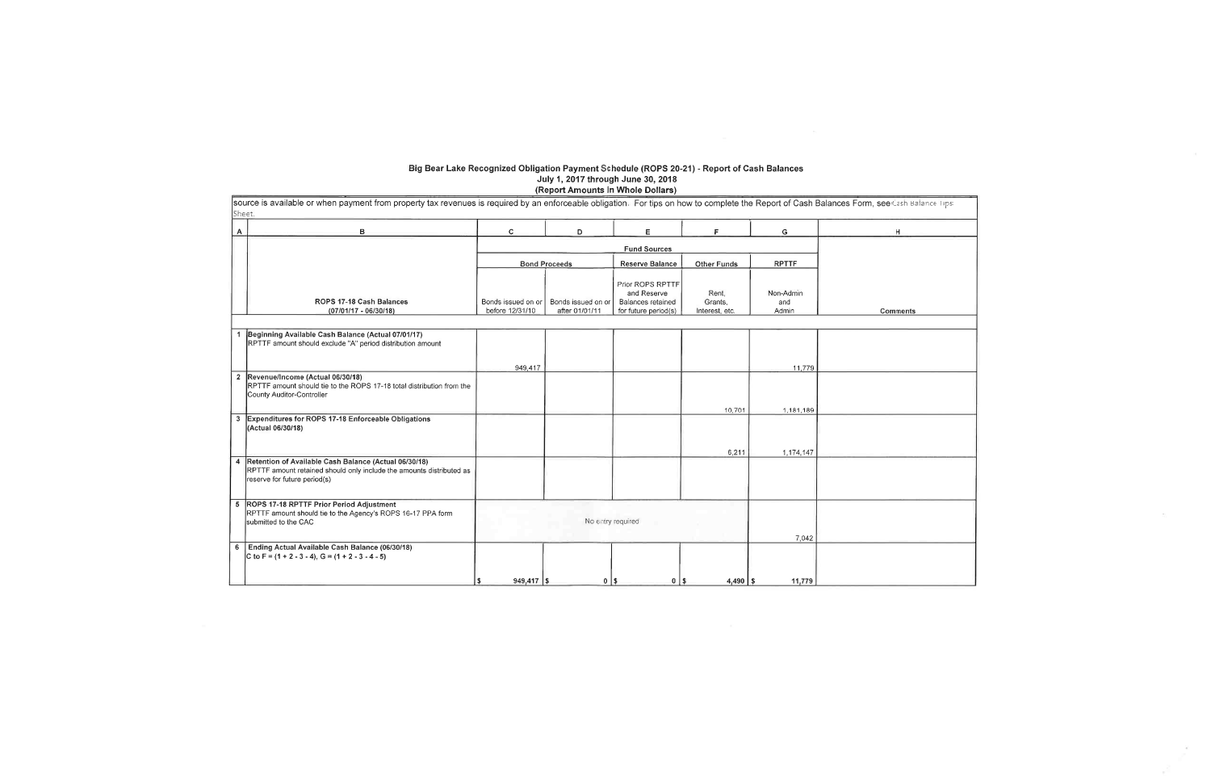# Big Bear Lake Recognized Obligation Payment Schedule (ROPS 20-21) - Report of Cash Balances
## July 1, 2017 through June 30, 2018
### (Report Amounts in Whole Dollars)

source is available or when payment from property tax revenues is required by an enforceable obligation. For tips on how to complete the Report of Cash Balances Form, see Cash Balance Tips Sheet.

| A | B | C | D | E | F | G | H |
|---|---|---|---|---|---|---|---|
| | | Fund Sources | | | | | |
| | | Bond Proceeds | | Reserve Balance | Other Funds | RPTTF | |
| | ROPS 17-18 Cash Balances (07/01/17 - 06/30/18) | Bonds issued on or before 12/31/10 | Bonds issued on or after 01/01/11 | Prior ROPS RPTTF and Reserve Balances retained for future period(s) | Rent, Grants, Interest, etc. | Non-Admin and Admin | Comments |
| 1 | **Beginning Available Cash Balance (Actual 07/01/17)** RPTTF amount should exclude "A" period distribution amount | 949,417 | | | | 11,779 | |
| 2 | **Revenue/Income (Actual 06/30/18)** RPTTF amount should tie to the ROPS 17-18 total distribution from the County Auditor-Controller | | | | 10,701 | 1,181,189 | |
| 3 | **Expenditures for ROPS 17-18 Enforceable Obligations (Actual 06/30/18)** | | | | 6,211 | 1,174,147 | |
| 4 | **Retention of Available Cash Balance (Actual 06/30/18)** RPTTF amount retained should only include the amounts distributed as reserve for future period(s) | | | | | | |
| 5 | **ROPS 17-18 RPTTF Prior Period Adjustment** RPTTF amount should tie to the Agency's ROPS 16-17 PPA form submitted to the CAC | No entry required | | | | 7,042 | |
| 6 | **Ending Actual Available Cash Balance (06/30/18)** C to F = (1 + 2 - 3 - 4), G = (1 + 2 - 3 - 4 - 5) | $ 949,417 | $ 0 | $ 0 | $ 4,490 | $ 11,779 | |